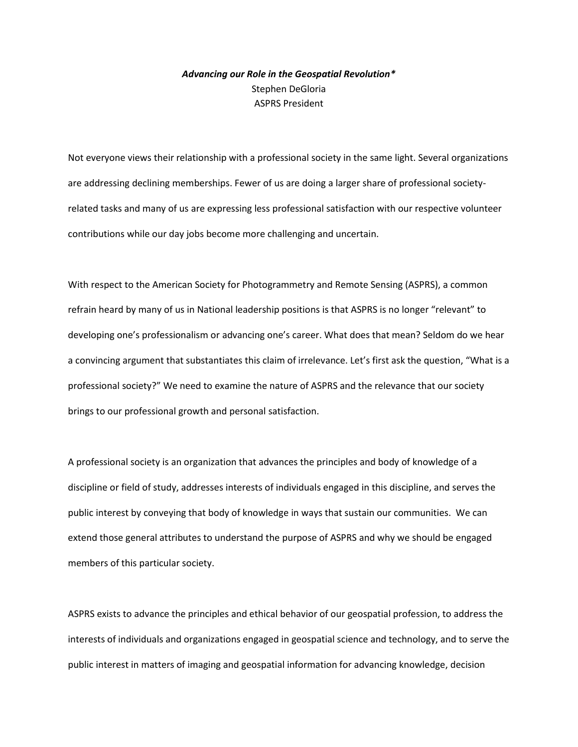***Advancing our Role in the Geospatial Revolution**** 

Stephen DeGloria

ASPRS President

Not everyone views their relationship with a professional society in the same light. Several organizations are addressing declining memberships. Fewer of us are doing a larger share of professional society-related tasks and many of us are expressing less professional satisfaction with our respective volunteer contributions while our day jobs become more challenging and uncertain.

With respect to the American Society for Photogrammetry and Remote Sensing (ASPRS), a common refrain heard by many of us in National leadership positions is that ASPRS is no longer "relevant" to developing one's professionalism or advancing one's career. What does that mean? Seldom do we hear a convincing argument that substantiates this claim of irrelevance. Let's first ask the question, "What is a professional society?" We need to examine the nature of ASPRS and the relevance that our society brings to our professional growth and personal satisfaction.

A professional society is an organization that advances the principles and body of knowledge of a discipline or field of study, addresses interests of individuals engaged in this discipline, and serves the public interest by conveying that body of knowledge in ways that sustain our communities. We can extend those general attributes to understand the purpose of ASPRS and why we should be engaged members of this particular society.

ASPRS exists to advance the principles and ethical behavior of our geospatial profession, to address the interests of individuals and organizations engaged in geospatial science and technology, and to serve the public interest in matters of imaging and geospatial information for advancing knowledge, decision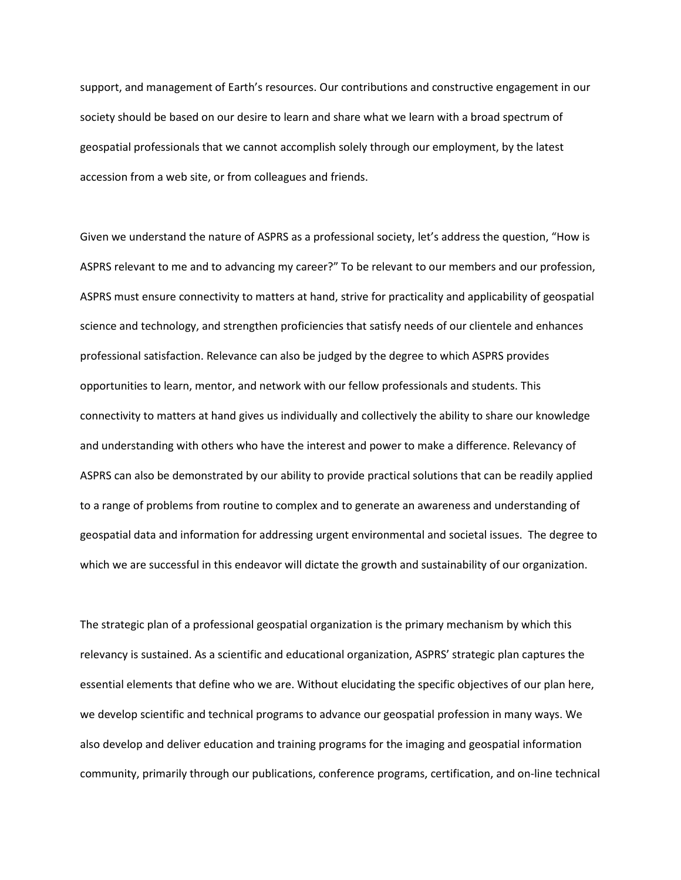support, and management of Earth's resources. Our contributions and constructive engagement in our society should be based on our desire to learn and share what we learn with a broad spectrum of geospatial professionals that we cannot accomplish solely through our employment, by the latest accession from a web site, or from colleagues and friends.

Given we understand the nature of ASPRS as a professional society, let's address the question, "How is ASPRS relevant to me and to advancing my career?" To be relevant to our members and our profession, ASPRS must ensure connectivity to matters at hand, strive for practicality and applicability of geospatial science and technology, and strengthen proficiencies that satisfy needs of our clientele and enhances professional satisfaction. Relevance can also be judged by the degree to which ASPRS provides opportunities to learn, mentor, and network with our fellow professionals and students. This connectivity to matters at hand gives us individually and collectively the ability to share our knowledge and understanding with others who have the interest and power to make a difference. Relevancy of ASPRS can also be demonstrated by our ability to provide practical solutions that can be readily applied to a range of problems from routine to complex and to generate an awareness and understanding of geospatial data and information for addressing urgent environmental and societal issues. The degree to which we are successful in this endeavor will dictate the growth and sustainability of our organization.

The strategic plan of a professional geospatial organization is the primary mechanism by which this relevancy is sustained. As a scientific and educational organization, ASPRS' strategic plan captures the essential elements that define who we are. Without elucidating the specific objectives of our plan here, we develop scientific and technical programs to advance our geospatial profession in many ways. We also develop and deliver education and training programs for the imaging and geospatial information community, primarily through our publications, conference programs, certification, and on-line technical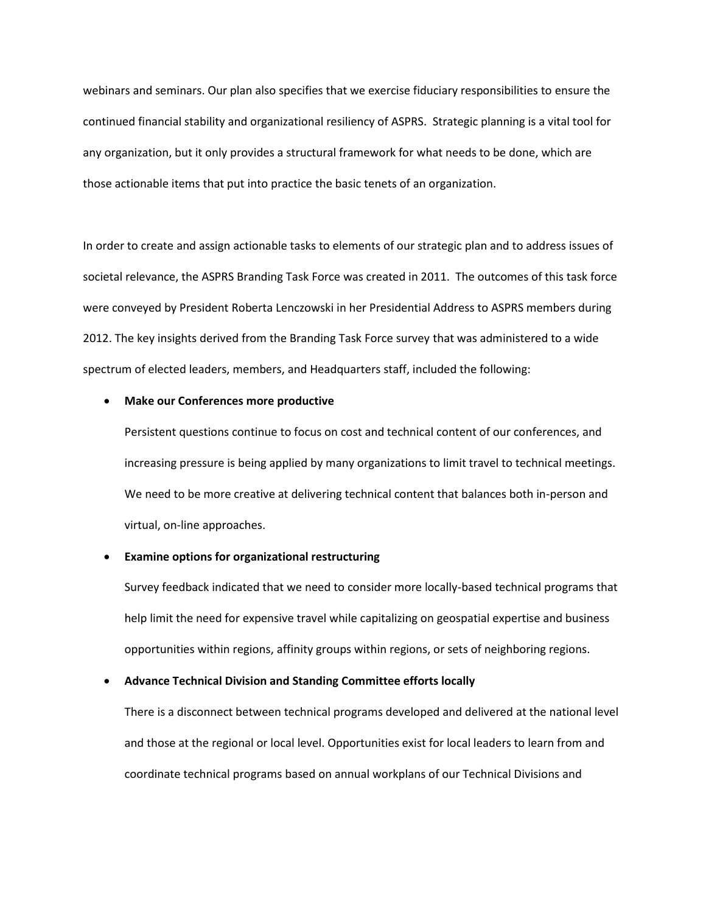webinars and seminars. Our plan also specifies that we exercise fiduciary responsibilities to ensure the continued financial stability and organizational resiliency of ASPRS. Strategic planning is a vital tool for any organization, but it only provides a structural framework for what needs to be done, which are those actionable items that put into practice the basic tenets of an organization.

In order to create and assign actionable tasks to elements of our strategic plan and to address issues of societal relevance, the ASPRS Branding Task Force was created in 2011. The outcomes of this task force were conveyed by President Roberta Lenczowski in her Presidential Address to ASPRS members during 2012. The key insights derived from the Branding Task Force survey that was administered to a wide spectrum of elected leaders, members, and Headquarters staff, included the following:

- **Make our Conferences more productive**

  Persistent questions continue to focus on cost and technical content of our conferences, and increasing pressure is being applied by many organizations to limit travel to technical meetings. We need to be more creative at delivering technical content that balances both in-person and virtual, on-line approaches.

- **Examine options for organizational restructuring**

  Survey feedback indicated that we need to consider more locally-based technical programs that help limit the need for expensive travel while capitalizing on geospatial expertise and business opportunities within regions, affinity groups within regions, or sets of neighboring regions.

- **Advance Technical Division and Standing Committee efforts locally**

  There is a disconnect between technical programs developed and delivered at the national level and those at the regional or local level. Opportunities exist for local leaders to learn from and coordinate technical programs based on annual workplans of our Technical Divisions and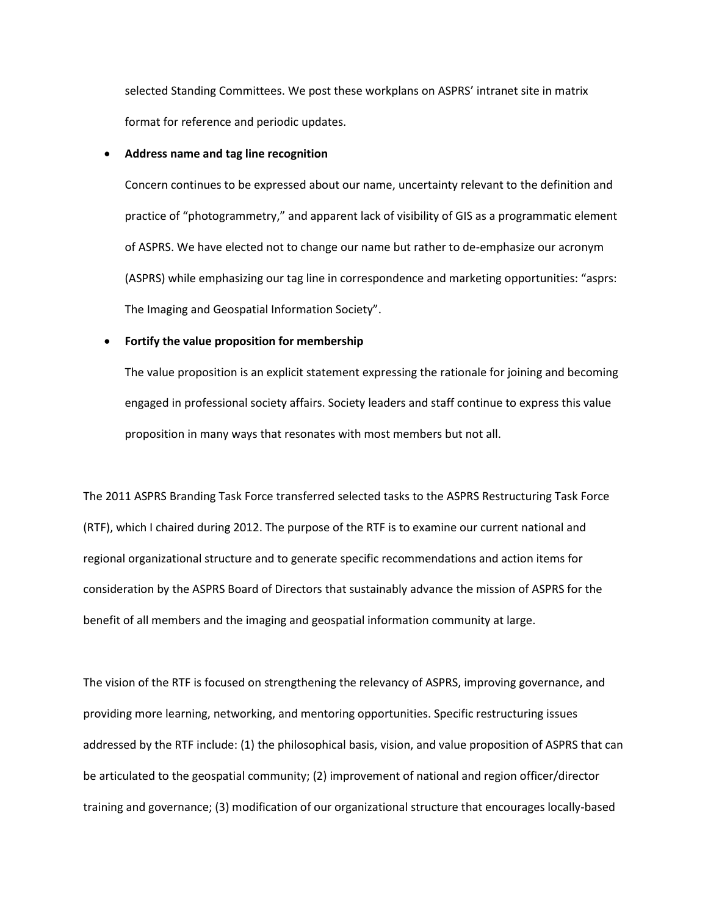selected Standing Committees. We post these workplans on ASPRS' intranet site in matrix format for reference and periodic updates.

- **Address name and tag line recognition**

  Concern continues to be expressed about our name, uncertainty relevant to the definition and practice of "photogrammetry," and apparent lack of visibility of GIS as a programmatic element of ASPRS. We have elected not to change our name but rather to de-emphasize our acronym (ASPRS) while emphasizing our tag line in correspondence and marketing opportunities: "asprs: The Imaging and Geospatial Information Society".

- **Fortify the value proposition for membership**

  The value proposition is an explicit statement expressing the rationale for joining and becoming engaged in professional society affairs. Society leaders and staff continue to express this value proposition in many ways that resonates with most members but not all.

The 2011 ASPRS Branding Task Force transferred selected tasks to the ASPRS Restructuring Task Force (RTF), which I chaired during 2012. The purpose of the RTF is to examine our current national and regional organizational structure and to generate specific recommendations and action items for consideration by the ASPRS Board of Directors that sustainably advance the mission of ASPRS for the benefit of all members and the imaging and geospatial information community at large.

The vision of the RTF is focused on strengthening the relevancy of ASPRS, improving governance, and providing more learning, networking, and mentoring opportunities. Specific restructuring issues addressed by the RTF include: (1) the philosophical basis, vision, and value proposition of ASPRS that can be articulated to the geospatial community; (2) improvement of national and region officer/director training and governance; (3) modification of our organizational structure that encourages locally-based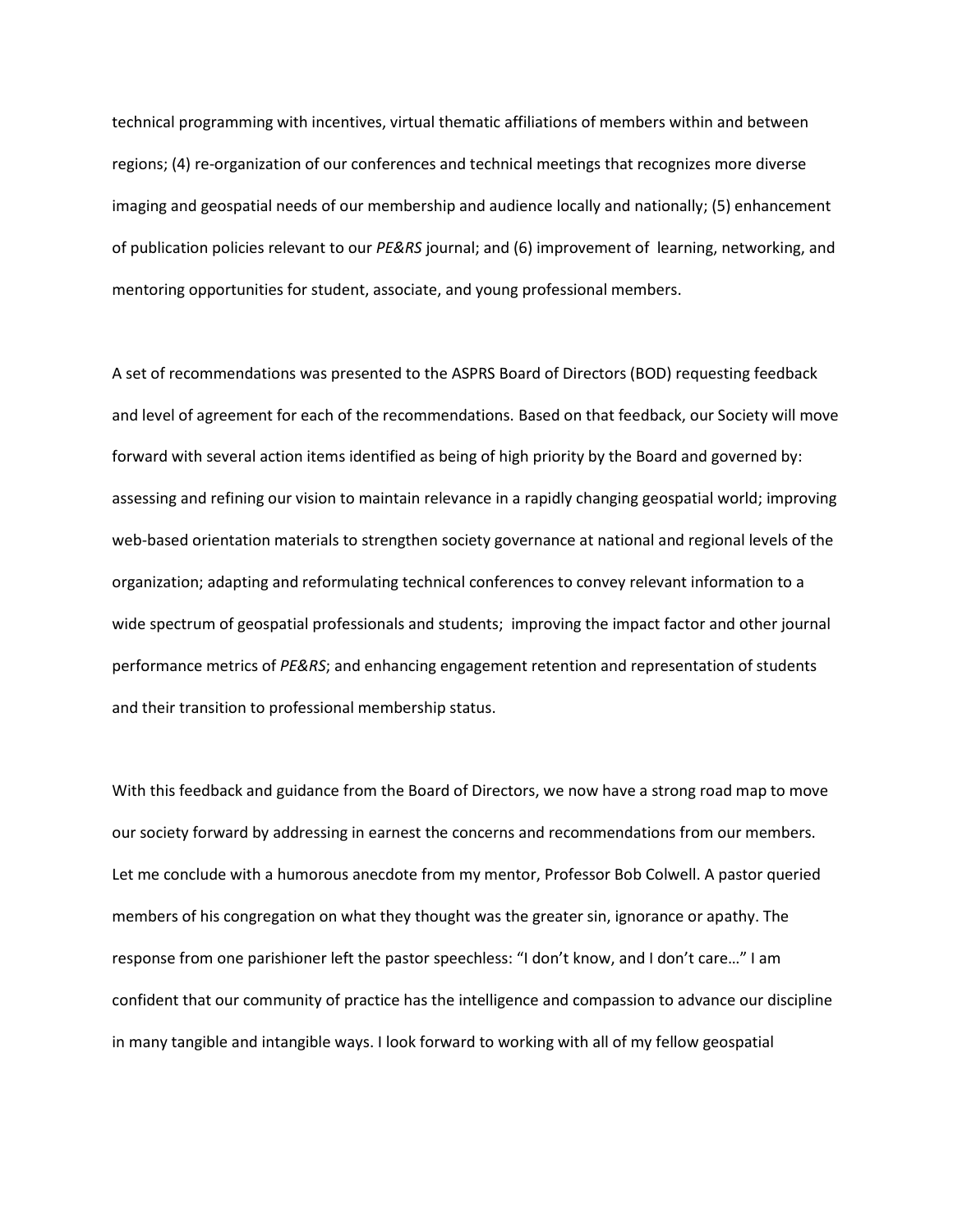technical programming with incentives, virtual thematic affiliations of members within and between regions; (4) re-organization of our conferences and technical meetings that recognizes more diverse imaging and geospatial needs of our membership and audience locally and nationally; (5) enhancement of publication policies relevant to our *PE&RS* journal; and (6) improvement of learning, networking, and mentoring opportunities for student, associate, and young professional members.

A set of recommendations was presented to the ASPRS Board of Directors (BOD) requesting feedback and level of agreement for each of the recommendations. Based on that feedback, our Society will move forward with several action items identified as being of high priority by the Board and governed by: assessing and refining our vision to maintain relevance in a rapidly changing geospatial world; improving web-based orientation materials to strengthen society governance at national and regional levels of the organization; adapting and reformulating technical conferences to convey relevant information to a wide spectrum of geospatial professionals and students; improving the impact factor and other journal performance metrics of *PE&RS*; and enhancing engagement retention and representation of students and their transition to professional membership status.

With this feedback and guidance from the Board of Directors, we now have a strong road map to move our society forward by addressing in earnest the concerns and recommendations from our members. Let me conclude with a humorous anecdote from my mentor, Professor Bob Colwell. A pastor queried members of his congregation on what they thought was the greater sin, ignorance or apathy. The response from one parishioner left the pastor speechless: “I don’t know, and I don’t care…” I am confident that our community of practice has the intelligence and compassion to advance our discipline in many tangible and intangible ways. I look forward to working with all of my fellow geospatial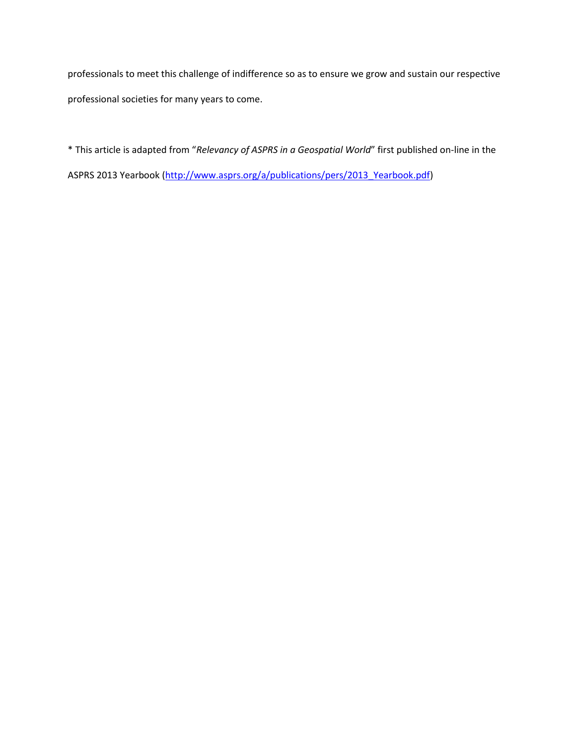professionals to meet this challenge of indifference so as to ensure we grow and sustain our respective professional societies for many years to come.

* This article is adapted from "*Relevancy of ASPRS in a Geospatial World*" first published on-line in the ASPRS 2013 Yearbook (http://www.asprs.org/a/publications/pers/2013_Yearbook.pdf)